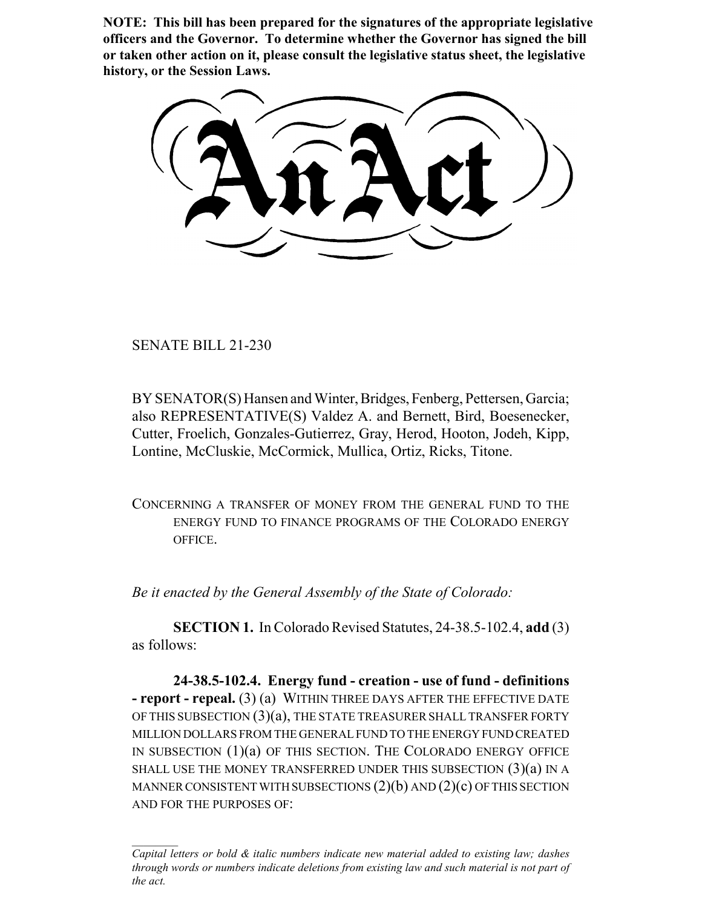**NOTE: This bill has been prepared for the signatures of the appropriate legislative officers and the Governor. To determine whether the Governor has signed the bill or taken other action on it, please consult the legislative status sheet, the legislative history, or the Session Laws.**

# An Act

SENATE BILL 21-230

BY SENATOR(S) Hansen and Winter, Bridges, Fenberg, Pettersen, Garcia; also REPRESENTATIVE(S) Valdez A. and Bernett, Bird, Boesenecker, Cutter, Froelich, Gonzales-Gutierrez, Gray, Herod, Hooton, Jodeh, Kipp, Lontine, McCluskie, McCormick, Mullica, Ortiz, Ricks, Titone.

CONCERNING A TRANSFER OF MONEY FROM THE GENERAL FUND TO THE ENERGY FUND TO FINANCE PROGRAMS OF THE COLORADO ENERGY OFFICE.

*Be it enacted by the General Assembly of the State of Colorado:*

**SECTION 1.** In Colorado Revised Statutes, 24-38.5-102.4, **add** (3) as follows:

**24-38.5-102.4. Energy fund - creation - use of fund - definitions - report - repeal.** (3) (a) WITHIN THREE DAYS AFTER THE EFFECTIVE DATE OF THIS SUBSECTION (3)(a), THE STATE TREASURER SHALL TRANSFER FORTY MILLION DOLLARS FROM THE GENERAL FUND TO THE ENERGY FUND CREATED IN SUBSECTION (1)(a) OF THIS SECTION. THE COLORADO ENERGY OFFICE SHALL USE THE MONEY TRANSFERRED UNDER THIS SUBSECTION (3)(a) IN A MANNER CONSISTENT WITH SUBSECTIONS (2)(b) AND (2)(c) OF THIS SECTION AND FOR THE PURPOSES OF:

*Capital letters or bold & italic numbers indicate new material added to existing law; dashes through words or numbers indicate deletions from existing law and such material is not part of the act.*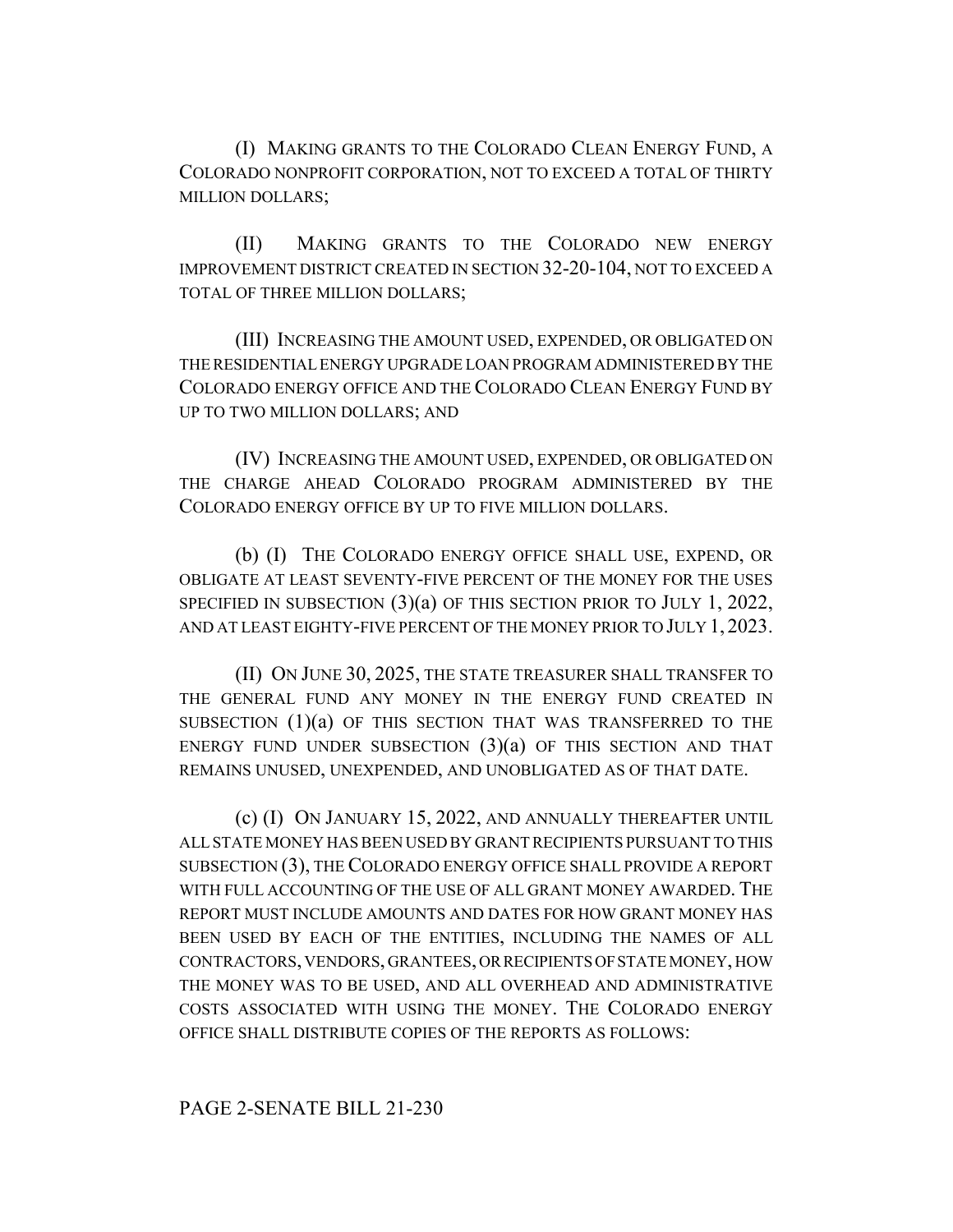(I) MAKING GRANTS TO THE COLORADO CLEAN ENERGY FUND, A COLORADO NONPROFIT CORPORATION, NOT TO EXCEED A TOTAL OF THIRTY MILLION DOLLARS;

(II) MAKING GRANTS TO THE COLORADO NEW ENERGY IMPROVEMENT DISTRICT CREATED IN SECTION 32-20-104, NOT TO EXCEED A TOTAL OF THREE MILLION DOLLARS;

(III) INCREASING THE AMOUNT USED, EXPENDED, OR OBLIGATED ON THE RESIDENTIAL ENERGY UPGRADE LOAN PROGRAM ADMINISTERED BY THE COLORADO ENERGY OFFICE AND THE COLORADO CLEAN ENERGY FUND BY UP TO TWO MILLION DOLLARS; AND

(IV) INCREASING THE AMOUNT USED, EXPENDED, OR OBLIGATED ON THE CHARGE AHEAD COLORADO PROGRAM ADMINISTERED BY THE COLORADO ENERGY OFFICE BY UP TO FIVE MILLION DOLLARS.

(b) (I) THE COLORADO ENERGY OFFICE SHALL USE, EXPEND, OR OBLIGATE AT LEAST SEVENTY-FIVE PERCENT OF THE MONEY FOR THE USES SPECIFIED IN SUBSECTION (3)(a) OF THIS SECTION PRIOR TO JULY 1, 2022, AND AT LEAST EIGHTY-FIVE PERCENT OF THE MONEY PRIOR TO JULY 1, 2023.

(II) ON JUNE 30, 2025, THE STATE TREASURER SHALL TRANSFER TO THE GENERAL FUND ANY MONEY IN THE ENERGY FUND CREATED IN SUBSECTION (1)(a) OF THIS SECTION THAT WAS TRANSFERRED TO THE ENERGY FUND UNDER SUBSECTION (3)(a) OF THIS SECTION AND THAT REMAINS UNUSED, UNEXPENDED, AND UNOBLIGATED AS OF THAT DATE.

(c) (I) ON JANUARY 15, 2022, AND ANNUALLY THEREAFTER UNTIL ALL STATE MONEY HAS BEEN USED BY GRANT RECIPIENTS PURSUANT TO THIS SUBSECTION (3), THE COLORADO ENERGY OFFICE SHALL PROVIDE A REPORT WITH FULL ACCOUNTING OF THE USE OF ALL GRANT MONEY AWARDED. THE REPORT MUST INCLUDE AMOUNTS AND DATES FOR HOW GRANT MONEY HAS BEEN USED BY EACH OF THE ENTITIES, INCLUDING THE NAMES OF ALL CONTRACTORS, VENDORS, GRANTEES, OR RECIPIENTS OF STATE MONEY, HOW THE MONEY WAS TO BE USED, AND ALL OVERHEAD AND ADMINISTRATIVE COSTS ASSOCIATED WITH USING THE MONEY. THE COLORADO ENERGY OFFICE SHALL DISTRIBUTE COPIES OF THE REPORTS AS FOLLOWS: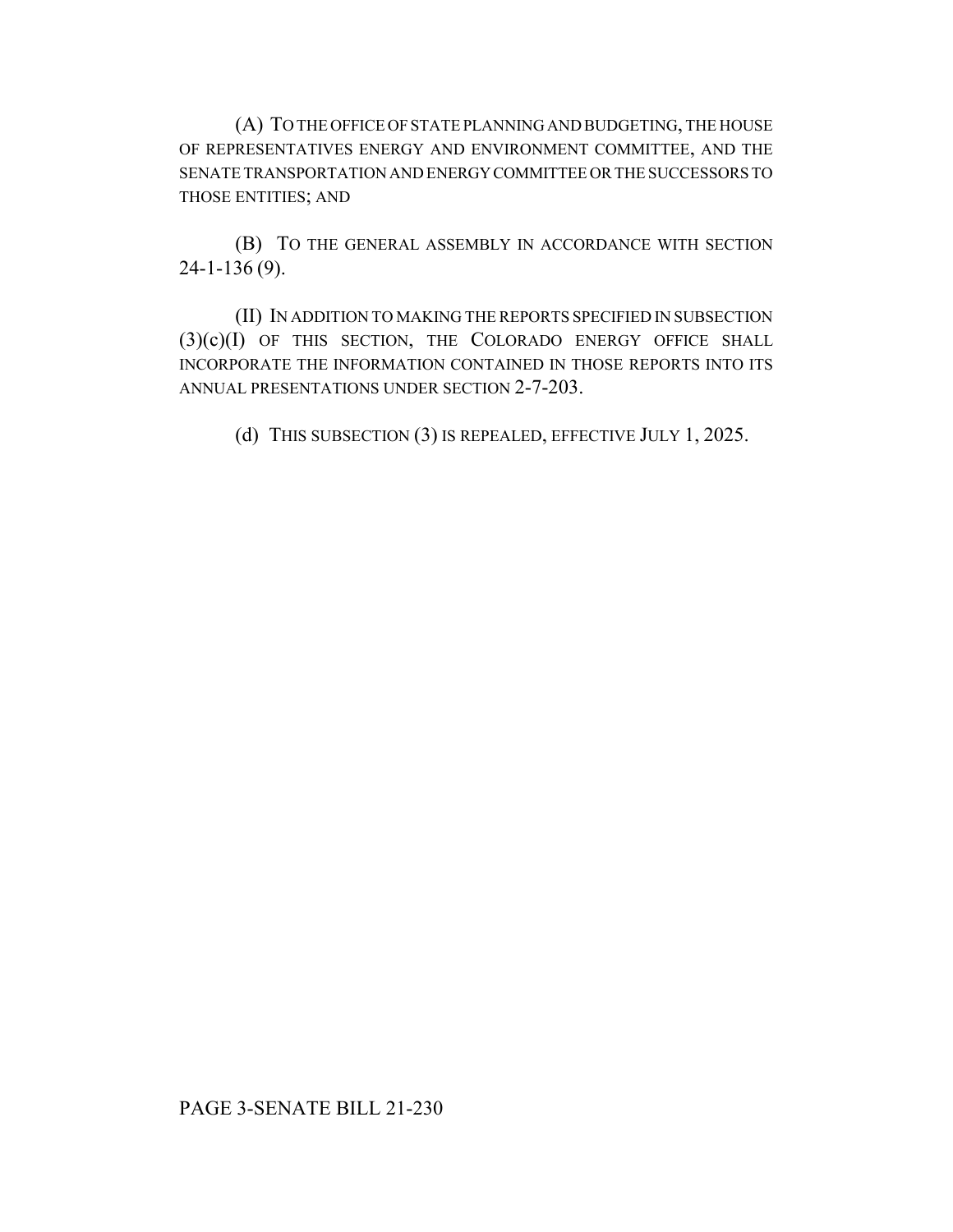(A) TO THE OFFICE OF STATE PLANNING AND BUDGETING, THE HOUSE OF REPRESENTATIVES ENERGY AND ENVIRONMENT COMMITTEE, AND THE SENATE TRANSPORTATION AND ENERGY COMMITTEE OR THE SUCCESSORS TO THOSE ENTITIES; AND

(B) TO THE GENERAL ASSEMBLY IN ACCORDANCE WITH SECTION 24-1-136 (9).

(II) IN ADDITION TO MAKING THE REPORTS SPECIFIED IN SUBSECTION (3)(c)(I) OF THIS SECTION, THE COLORADO ENERGY OFFICE SHALL INCORPORATE THE INFORMATION CONTAINED IN THOSE REPORTS INTO ITS ANNUAL PRESENTATIONS UNDER SECTION 2-7-203.

(d) THIS SUBSECTION (3) IS REPEALED, EFFECTIVE JULY 1, 2025.

PAGE 3-SENATE BILL 21-230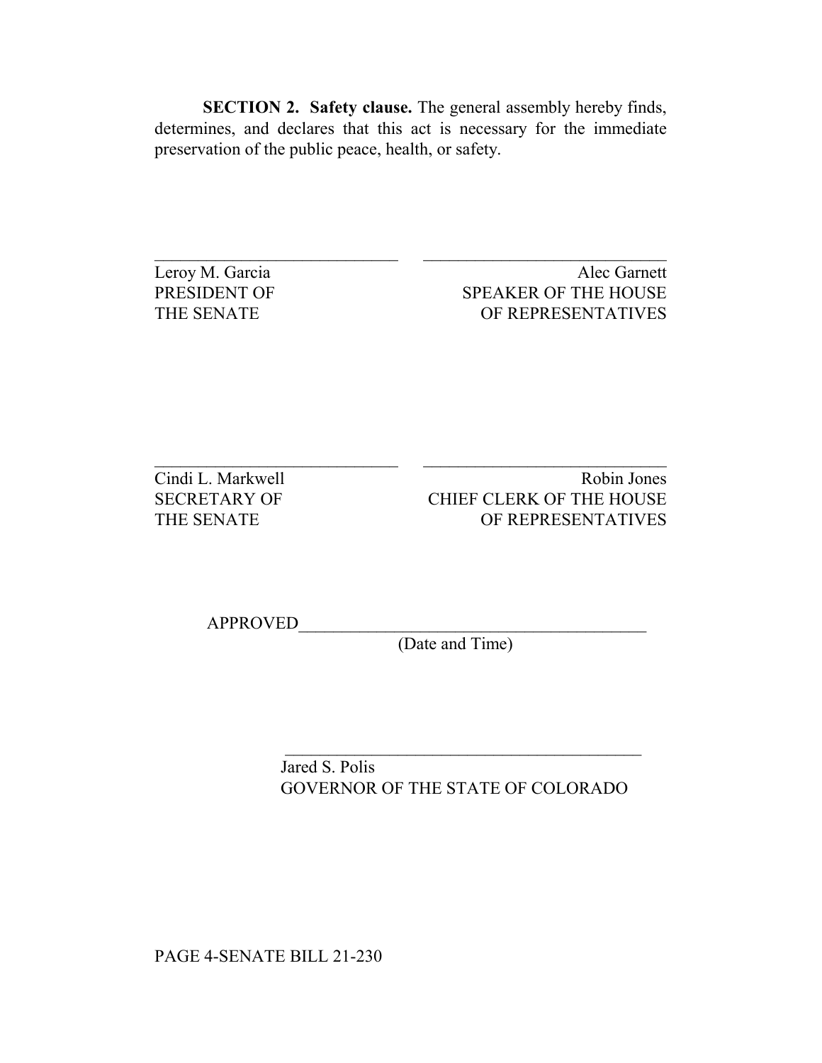**SECTION 2. Safety clause.** The general assembly hereby finds, determines, and declares that this act is necessary for the immediate preservation of the public peace, health, or safety.

\_\_\_\_\_\_\_\_\_\_\_\_\_\_\_\_\_\_\_\_\_\_\_\_\_\_\_\_
Leroy M. Garcia
PRESIDENT OF
THE SENATE

\_\_\_\_\_\_\_\_\_\_\_\_\_\_\_\_\_\_\_\_\_\_\_\_\_\_\_\_
Alec Garnett
SPEAKER OF THE HOUSE
OF REPRESENTATIVES

\_\_\_\_\_\_\_\_\_\_\_\_\_\_\_\_\_\_\_\_\_\_\_\_\_\_\_\_
Cindi L. Markwell
SECRETARY OF
THE SENATE

\_\_\_\_\_\_\_\_\_\_\_\_\_\_\_\_\_\_\_\_\_\_\_\_\_\_\_\_
Robin Jones
CHIEF CLERK OF THE HOUSE
OF REPRESENTATIVES

APPROVED\_\_\_\_\_\_\_\_\_\_\_\_\_\_\_\_\_\_\_\_\_\_\_\_\_\_\_\_\_\_\_\_\_\_\_\_\_\_\_\_
(Date and Time)

\_\_\_\_\_\_\_\_\_\_\_\_\_\_\_\_\_\_\_\_\_\_\_\_\_\_\_\_\_\_\_\_\_\_\_\_\_\_\_\_\_\_
Jared S. Polis
GOVERNOR OF THE STATE OF COLORADO

PAGE 4-SENATE BILL 21-230